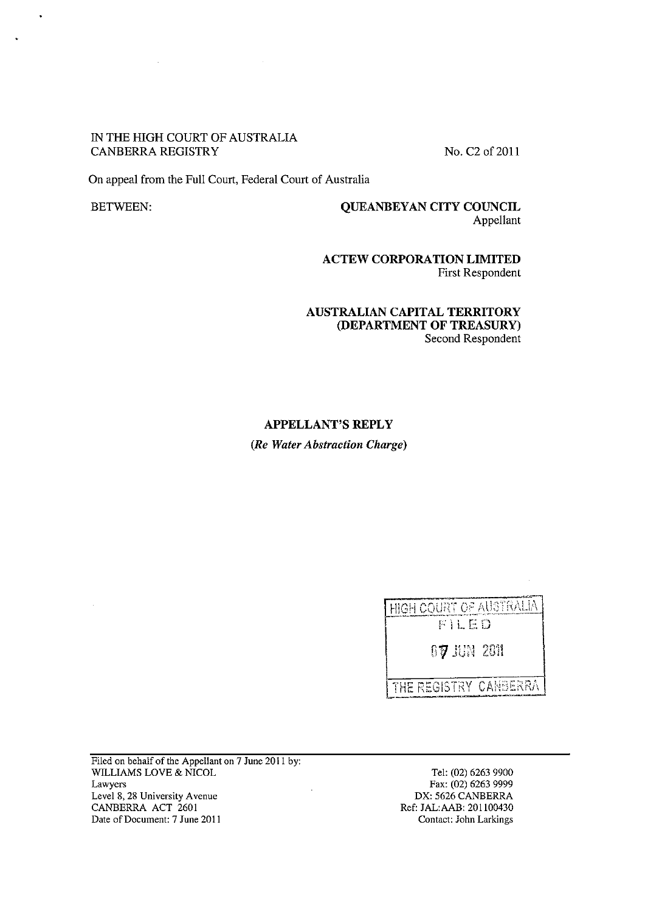IN THE HIGH COURT OF AUSTRALIA
CANBERRA REGISTRY

No. C2 of 2011

On appeal from the Full Court, Federal Court of Australia

BETWEEN:

**QUEANBEYAN CITY COUNCIL**
Appellant

**ACTEW CORPORATION LIMITED**
First Respondent

**AUSTRALIAN CAPITAL TERRITORY (DEPARTMENT OF TREASURY)**
Second Respondent

# APPELLANT'S REPLY

***(Re Water Abstraction Charge)***

HIGH COURT OF AUSTRALIA
FILED
07 JUN 2011
THE REGISTRY CANBERRA

Filed on behalf of the Appellant on 7 June 2011 by:
WILLIAMS LOVE & NICOL
Lawyers
Level 8, 28 University Avenue
CANBERRA ACT 2601
Date of Document: 7 June 2011

Tel: (02) 6263 9900
Fax: (02) 6263 9999
DX: 5626 CANBERRA
Ref: JAL:AAB: 201100430
Contact: John Larkings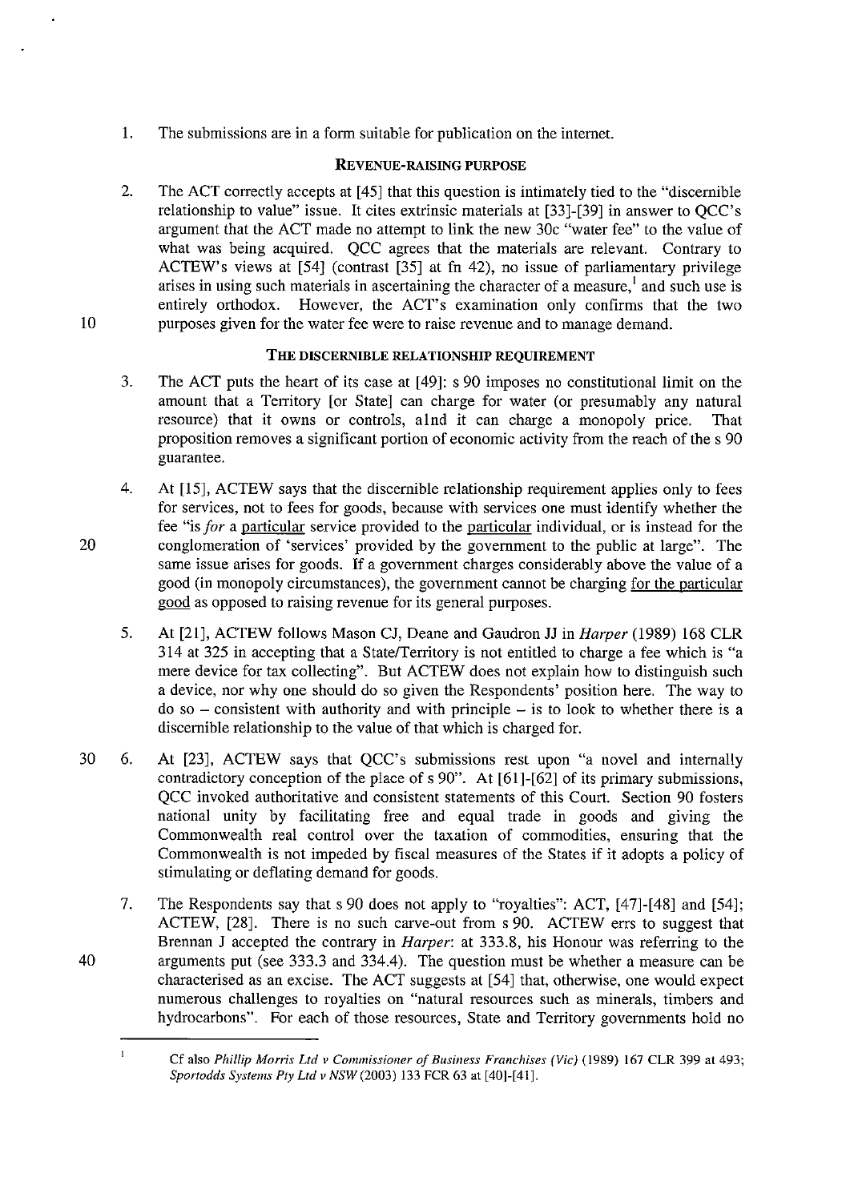1. The submissions are in a form suitable for publication on the internet.

## REVENUE-RAISING PURPOSE

2. The ACT correctly accepts at [45] that this question is intimately tied to the "discernible relationship to value" issue. It cites extrinsic materials at [33]-[39] in answer to QCC's argument that the ACT made no attempt to link the new 30c "water fee" to the value of what was being acquired. QCC agrees that the materials are relevant. Contrary to ACTEW's views at [54] (contrast [35] at fn 42), no issue of parliamentary privilege arises in using such materials in ascertaining the character of a measure,[1] and such use is entirely orthodox. However, the ACT's examination only confirms that the two purposes given for the water fee were to raise revenue and to manage demand.

## THE DISCERNIBLE RELATIONSHIP REQUIREMENT

3. The ACT puts the heart of its case at [49]: s 90 imposes no constitutional limit on the amount that a Territory [or State] can charge for water (or presumably any natural resource) that it owns or controls, a1nd it can charge a monopoly price. That proposition removes a significant portion of economic activity from the reach of the s 90 guarantee.

4. At [15], ACTEW says that the discernible relationship requirement applies only to fees for services, not to fees for goods, because with services one must identify whether the fee "is *for* a particular service provided to the particular individual, or is instead for the conglomeration of 'services' provided by the government to the public at large". The same issue arises for goods. If a government charges considerably above the value of a good (in monopoly circumstances), the government cannot be charging for the particular good as opposed to raising revenue for its general purposes.

5. At [21], ACTEW follows Mason CJ, Deane and Gaudron JJ in *Harper* (1989) 168 CLR 314 at 325 in accepting that a State/Territory is not entitled to charge a fee which is "a mere device for tax collecting". But ACTEW does not explain how to distinguish such a device, nor why one should do so given the Respondents' position here. The way to do so – consistent with authority and with principle – is to look to whether there is a discernible relationship to the value of that which is charged for.

6. At [23], ACTEW says that QCC's submissions rest upon "a novel and internally contradictory conception of the place of s 90". At [61]-[62] of its primary submissions, QCC invoked authoritative and consistent statements of this Court. Section 90 fosters national unity by facilitating free and equal trade in goods and giving the Commonwealth real control over the taxation of commodities, ensuring that the Commonwealth is not impeded by fiscal measures of the States if it adopts a policy of stimulating or deflating demand for goods.

7. The Respondents say that s 90 does not apply to "royalties": ACT, [47]-[48] and [54]; ACTEW, [28]. There is no such carve-out from s 90. ACTEW errs to suggest that Brennan J accepted the contrary in *Harper*: at 333.8, his Honour was referring to the arguments put (see 333.3 and 334.4). The question must be whether a measure can be characterised as an excise. The ACT suggests at [54] that, otherwise, one would expect numerous challenges to royalties on "natural resources such as minerals, timbers and hydrocarbons". For each of those resources, State and Territory governments hold no

---

[1] Cf also *Phillip Morris Ltd v Commissioner of Business Franchises (Vic)* (1989) 167 CLR 399 at 493; *Sportodds Systems Pty Ltd v NSW* (2003) 133 FCR 63 at [40]-[41].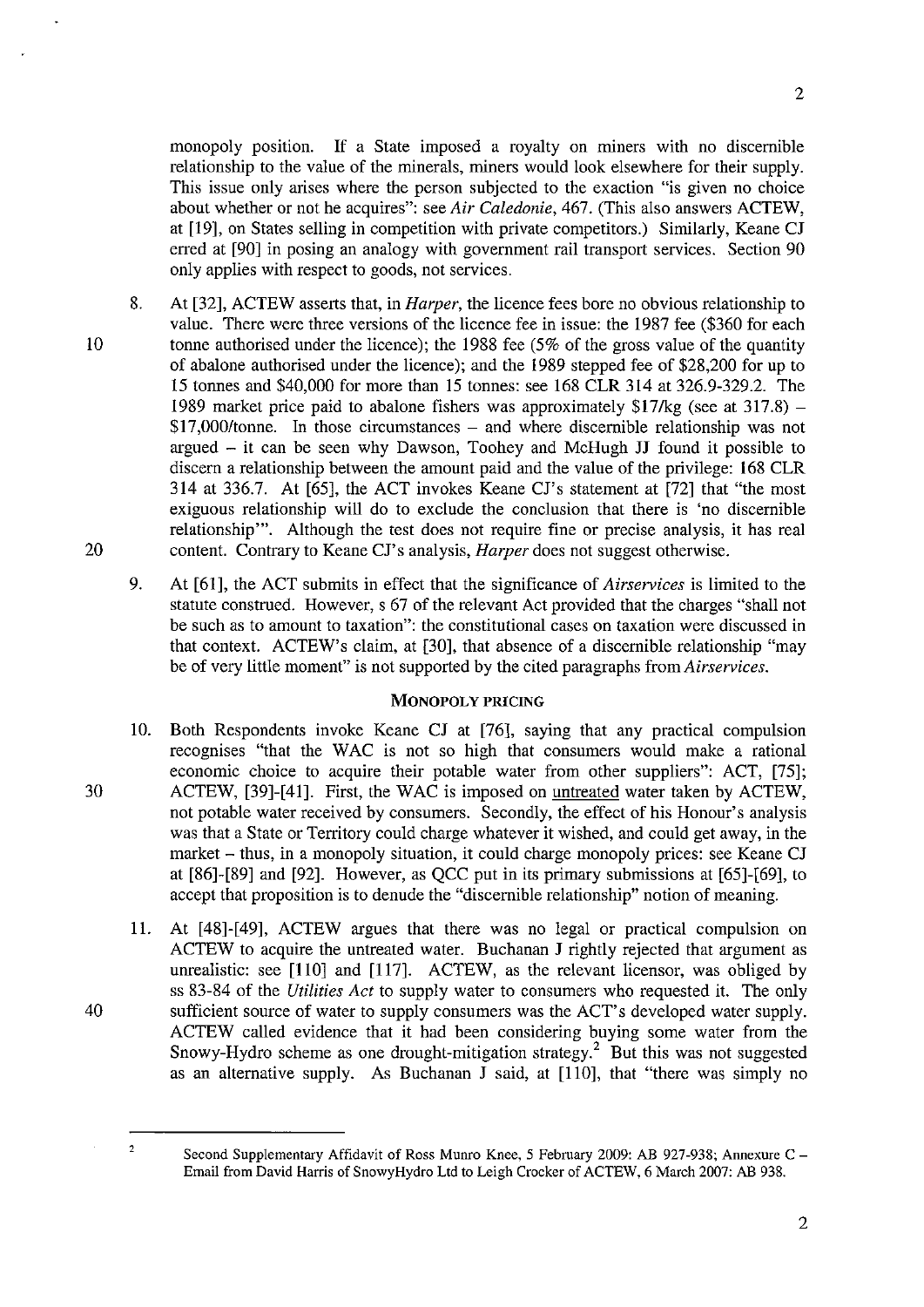monopoly position. If a State imposed a royalty on miners with no discernible relationship to the value of the minerals, miners would look elsewhere for their supply. This issue only arises where the person subjected to the exaction "is given no choice about whether or not he acquires": see *Air Caledonie*, 467. (This also answers ACTEW, at [19], on States selling in competition with private competitors.) Similarly, Keane CJ erred at [90] in posing an analogy with government rail transport services. Section 90 only applies with respect to goods, not services.

8. At [32], ACTEW asserts that, in *Harper*, the licence fees bore no obvious relationship to value. There were three versions of the licence fee in issue: the 1987 fee ($360 for each tonne authorised under the licence); the 1988 fee (5% of the gross value of the quantity of abalone authorised under the licence); and the 1989 stepped fee of $28,200 for up to 15 tonnes and $40,000 for more than 15 tonnes: see 168 CLR 314 at 326.9-329.2. The 1989 market price paid to abalone fishers was approximately $17/kg (see at 317.8) – $17,000/tonne. In those circumstances – and where discernible relationship was not argued – it can be seen why Dawson, Toohey and McHugh JJ found it possible to discern a relationship between the amount paid and the value of the privilege: 168 CLR 314 at 336.7. At [65], the ACT invokes Keane CJ's statement at [72] that "the most exiguous relationship will do to exclude the conclusion that there is 'no discernible relationship'". Although the test does not require fine or precise analysis, it has real content. Contrary to Keane CJ's analysis, *Harper* does not suggest otherwise.

9. At [61], the ACT submits in effect that the significance of *Airservices* is limited to the statute construed. However, s 67 of the relevant Act provided that the charges "shall not be such as to amount to taxation": the constitutional cases on taxation were discussed in that context. ACTEW's claim, at [30], that absence of a discernible relationship "may be of very little moment" is not supported by the cited paragraphs from *Airservices*.

## MONOPOLY PRICING

10. Both Respondents invoke Keane CJ at [76], saying that any practical compulsion recognises "that the WAC is not so high that consumers would make a rational economic choice to acquire their potable water from other suppliers": ACT, [75]; ACTEW, [39]-[41]. First, the WAC is imposed on <u>untreated</u> water taken by ACTEW, not potable water received by consumers. Secondly, the effect of his Honour's analysis was that a State or Territory could charge whatever it wished, and could get away, in the market – thus, in a monopoly situation, it could charge monopoly prices: see Keane CJ at [86]-[89] and [92]. However, as QCC put in its primary submissions at [65]-[69], to accept that proposition is to denude the "discernible relationship" notion of meaning.

11. At [48]-[49], ACTEW argues that there was no legal or practical compulsion on ACTEW to acquire the untreated water. Buchanan J rightly rejected that argument as unrealistic: see [110] and [117]. ACTEW, as the relevant licensor, was obliged by ss 83-84 of the *Utilities Act* to supply water to consumers who requested it. The only sufficient source of water to supply consumers was the ACT's developed water supply. ACTEW called evidence that it had been considering buying some water from the Snowy-Hydro scheme as one drought-mitigation strategy.[2] But this was not suggested as an alternative supply. As Buchanan J said, at [110], that "there was simply no

[2] Second Supplementary Affidavit of Ross Munro Knee, 5 February 2009: AB 927-938; Annexure C – Email from David Harris of SnowyHydro Ltd to Leigh Crocker of ACTEW, 6 March 2007: AB 938.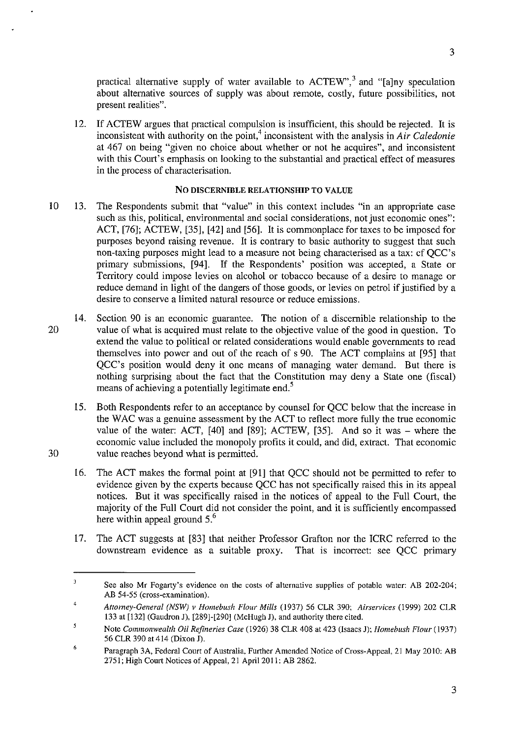practical alternative supply of water available to ACTEW",[3] and "[a]ny speculation about alternative sources of supply was about remote, costly, future possibilities, not present realities".

12. If ACTEW argues that practical compulsion is insufficient, this should be rejected. It is inconsistent with authority on the point,[4] inconsistent with the analysis in *Air Caledonie* at 467 on being "given no choice about whether or not he acquires", and inconsistent with this Court's emphasis on looking to the substantial and practical effect of measures in the process of characterisation.

### NO DISCERNIBLE RELATIONSHIP TO VALUE

13. The Respondents submit that "value" in this context includes "in an appropriate case such as this, political, environmental and social considerations, not just economic ones": ACT, [76]; ACTEW, [35], [42] and [56]. It is commonplace for taxes to be imposed for purposes beyond raising revenue. It is contrary to basic authority to suggest that such non-taxing purposes might lead to a measure not being characterised as a tax: cf QCC's primary submissions, [94]. If the Respondents' position was accepted, a State or Territory could impose levies on alcohol or tobacco because of a desire to manage or reduce demand in light of the dangers of those goods, or levies on petrol if justified by a desire to conserve a limited natural resource or reduce emissions.

14. Section 90 is an economic guarantee. The notion of a discernible relationship to the value of what is acquired must relate to the objective value of the good in question. To extend the value to political or related considerations would enable governments to read themselves into power and out of the reach of s 90. The ACT complains at [95] that QCC's position would deny it one means of managing water demand. But there is nothing surprising about the fact that the Constitution may deny a State one (fiscal) means of achieving a potentially legitimate end.[5]

15. Both Respondents refer to an acceptance by counsel for QCC below that the increase in the WAC was a genuine assessment by the ACT to reflect more fully the true economic value of the water: ACT, [40] and [89]; ACTEW, [35]. And so it was – where the economic value included the monopoly profits it could, and did, extract. That economic value reaches beyond what is permitted.

16. The ACT makes the formal point at [91] that QCC should not be permitted to refer to evidence given by the experts because QCC has not specifically raised this in its appeal notices. But it was specifically raised in the notices of appeal to the Full Court, the majority of the Full Court did not consider the point, and it is sufficiently encompassed here within appeal ground 5.[6]

17. The ACT suggests at [83] that neither Professor Grafton nor the ICRC referred to the downstream evidence as a suitable proxy. That is incorrect: see QCC primary

---

[3] See also Mr Fogarty's evidence on the costs of alternative supplies of potable water: AB 202-204; AB 54-55 (cross-examination).

[4] *Attorney-General (NSW) v Homebush Flour Mills* (1937) 56 CLR 390; *Airservices* (1999) 202 CLR 133 at [132] (Gaudron J), [289]-[290] (McHugh J), and authority there cited.

[5] Note *Commonwealth Oil Refineries Case* (1926) 38 CLR 408 at 423 (Isaacs J); *Homebush Flour* (1937) 56 CLR 390 at 414 (Dixon J).

[6] Paragraph 3A, Federal Court of Australia, Further Amended Notice of Cross-Appeal, 21 May 2010: AB 2751; High Court Notices of Appeal, 21 April 2011: AB 2862.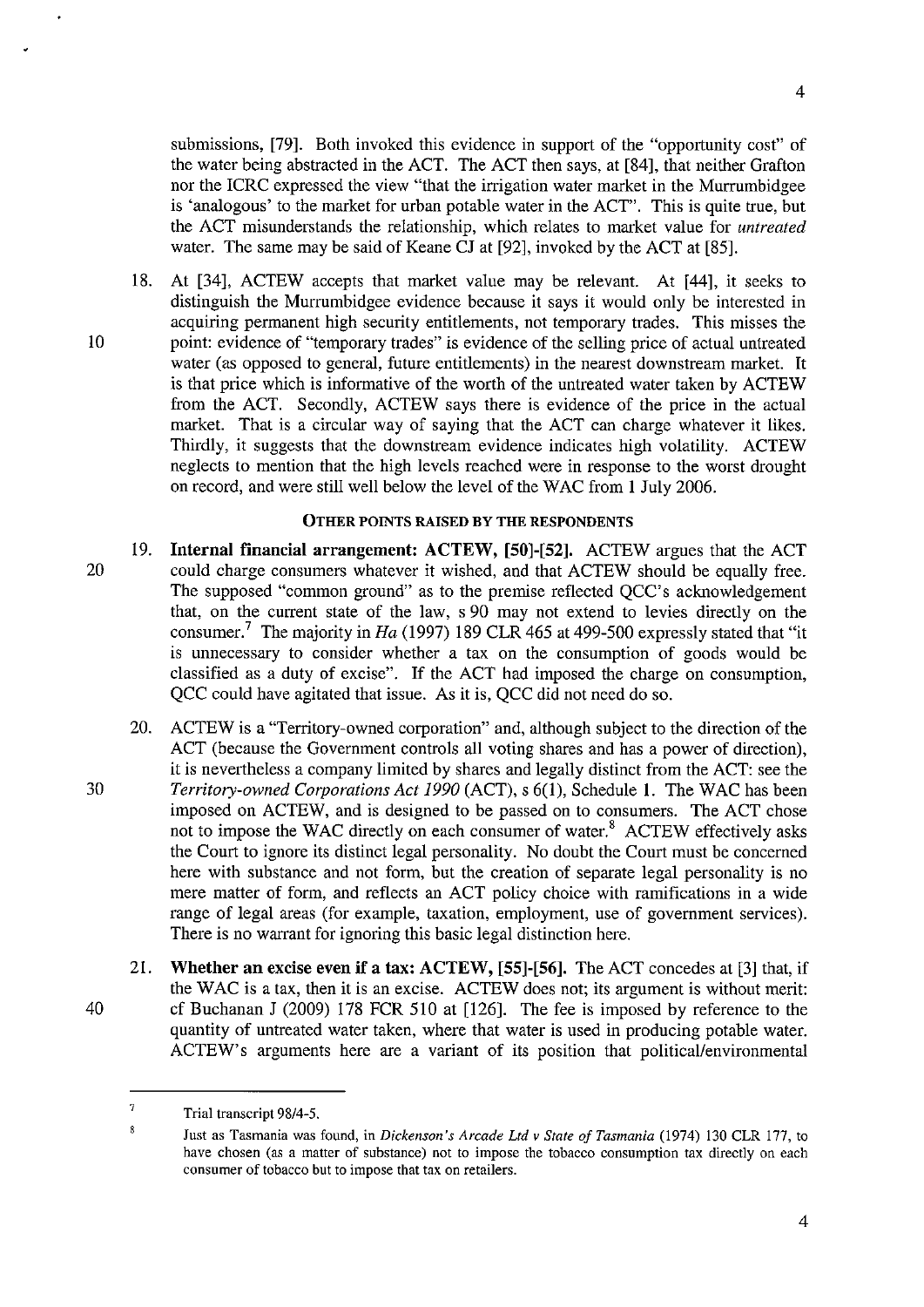submissions, [79]. Both invoked this evidence in support of the "opportunity cost" of the water being abstracted in the ACT. The ACT then says, at [84], that neither Grafton nor the ICRC expressed the view "that the irrigation water market in the Murrumbidgee is 'analogous' to the market for urban potable water in the ACT". This is quite true, but the ACT misunderstands the relationship, which relates to market value for *untreated* water. The same may be said of Keane CJ at [92], invoked by the ACT at [85].

18. At [34], ACTEW accepts that market value may be relevant. At [44], it seeks to distinguish the Murrumbidgee evidence because it says it would only be interested in acquiring permanent high security entitlements, not temporary trades. This misses the point: evidence of "temporary trades" is evidence of the selling price of actual untreated water (as opposed to general, future entitlements) in the nearest downstream market. It is that price which is informative of the worth of the untreated water taken by ACTEW from the ACT. Secondly, ACTEW says there is evidence of the price in the actual market. That is a circular way of saying that the ACT can charge whatever it likes. Thirdly, it suggests that the downstream evidence indicates high volatility. ACTEW neglects to mention that the high levels reached were in response to the worst drought on record, and were still well below the level of the WAC from 1 July 2006.

### OTHER POINTS RAISED BY THE RESPONDENTS

19. **Internal financial arrangement: ACTEW, [50]-[52].** ACTEW argues that the ACT could charge consumers whatever it wished, and that ACTEW should be equally free. The supposed "common ground" as to the premise reflected QCC's acknowledgement that, on the current state of the law, s 90 may not extend to levies directly on the consumer.[7] The majority in *Ha* (1997) 189 CLR 465 at 499-500 expressly stated that "it is unnecessary to consider whether a tax on the consumption of goods would be classified as a duty of excise". If the ACT had imposed the charge on consumption, QCC could have agitated that issue. As it is, QCC did not need do so.

20. ACTEW is a "Territory-owned corporation" and, although subject to the direction of the ACT (because the Government controls all voting shares and has a power of direction), it is nevertheless a company limited by shares and legally distinct from the ACT: see the *Territory-owned Corporations Act 1990* (ACT), s 6(1), Schedule 1. The WAC has been imposed on ACTEW, and is designed to be passed on to consumers. The ACT chose not to impose the WAC directly on each consumer of water.[8] ACTEW effectively asks the Court to ignore its distinct legal personality. No doubt the Court must be concerned here with substance and not form, but the creation of separate legal personality is no mere matter of form, and reflects an ACT policy choice with ramifications in a wide range of legal areas (for example, taxation, employment, use of government services). There is no warrant for ignoring this basic legal distinction here.

21. **Whether an excise even if a tax: ACTEW, [55]-[56].** The ACT concedes at [3] that, if the WAC is a tax, then it is an excise. ACTEW does not; its argument is without merit: cf Buchanan J (2009) 178 FCR 510 at [126]. The fee is imposed by reference to the quantity of untreated water taken, where that water is used in producing potable water. ACTEW's arguments here are a variant of its position that political/environmental

---

[7] Trial transcript 98/4-5.

[8] Just as Tasmania was found, in *Dickenson's Arcade Ltd v State of Tasmania* (1974) 130 CLR 177, to have chosen (as a matter of substance) not to impose the tobacco consumption tax directly on each consumer of tobacco but to impose that tax on retailers.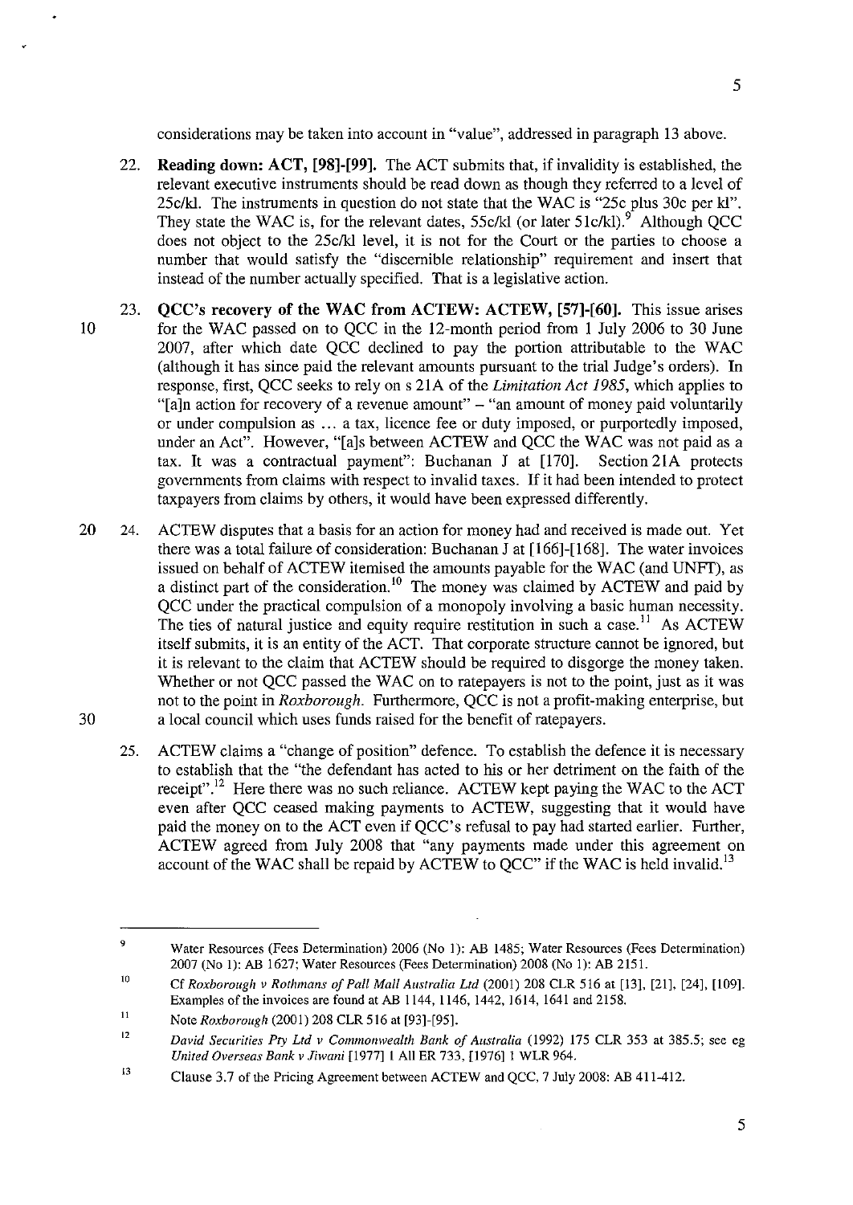considerations may be taken into account in "value", addressed in paragraph 13 above.

22. **Reading down: ACT, [98]-[99].** The ACT submits that, if invalidity is established, the relevant executive instruments should be read down as though they referred to a level of 25c/kl. The instruments in question do not state that the WAC is "25c plus 30c per kl". They state the WAC is, for the relevant dates, 55c/kl (or later 51c/kl).[9] Although QCC does not object to the 25c/kl level, it is not for the Court or the parties to choose a number that would satisfy the "discernible relationship" requirement and insert that instead of the number actually specified. That is a legislative action.

23. **QCC's recovery of the WAC from ACTEW: ACTEW, [57]-[60].** This issue arises for the WAC passed on to QCC in the 12-month period from 1 July 2006 to 30 June 2007, after which date QCC declined to pay the portion attributable to the WAC (although it has since paid the relevant amounts pursuant to the trial Judge's orders). In response, first, QCC seeks to rely on s 21A of the *Limitation Act 1985*, which applies to "[a]n action for recovery of a revenue amount" – "an amount of money paid voluntarily or under compulsion as ... a tax, licence fee or duty imposed, or purportedly imposed, under an Act". However, "[a]s between ACTEW and QCC the WAC was not paid as a tax. It was a contractual payment": Buchanan J at [170]. Section 21A protects governments from claims with respect to invalid taxes. If it had been intended to protect taxpayers from claims by others, it would have been expressed differently.

24. ACTEW disputes that a basis for an action for money had and received is made out. Yet there was a total failure of consideration: Buchanan J at [166]-[168]. The water invoices issued on behalf of ACTEW itemised the amounts payable for the WAC (and UNFT), as a distinct part of the consideration.[10] The money was claimed by ACTEW and paid by QCC under the practical compulsion of a monopoly involving a basic human necessity. The ties of natural justice and equity require restitution in such a case.[11] As ACTEW itself submits, it is an entity of the ACT. That corporate structure cannot be ignored, but it is relevant to the claim that ACTEW should be required to disgorge the money taken. Whether or not QCC passed the WAC on to ratepayers is not to the point, just as it was not to the point in *Roxborough*. Furthermore, QCC is not a profit-making enterprise, but a local council which uses funds raised for the benefit of ratepayers.

25. ACTEW claims a "change of position" defence. To establish the defence it is necessary to establish that the "the defendant has acted to his or her detriment on the faith of the receipt".[12] Here there was no such reliance. ACTEW kept paying the WAC to the ACT even after QCC ceased making payments to ACTEW, suggesting that it would have paid the money on to the ACT even if QCC's refusal to pay had started earlier. Further, ACTEW agreed from July 2008 that "any payments made under this agreement on account of the WAC shall be repaid by ACTEW to QCC" if the WAC is held invalid.[13]

---

[9] Water Resources (Fees Determination) 2006 (No 1): AB 1485; Water Resources (Fees Determination) 2007 (No 1): AB 1627; Water Resources (Fees Determination) 2008 (No 1): AB 2151.

[10] Cf *Roxborough v Rothmans of Pall Mall Australia Ltd* (2001) 208 CLR 516 at [13], [21], [24], [109]. Examples of the invoices are found at AB 1144, 1146, 1442, 1614, 1641 and 2158.

[11] Note *Roxborough* (2001) 208 CLR 516 at [93]-[95].

[12] *David Securities Pty Ltd v Commonwealth Bank of Australia* (1992) 175 CLR 353 at 385.5; see eg *United Overseas Bank v Jiwani* [1977] 1 All ER 733, [1976] 1 WLR 964.

[13] Clause 3.7 of the Pricing Agreement between ACTEW and QCC, 7 July 2008: AB 411-412.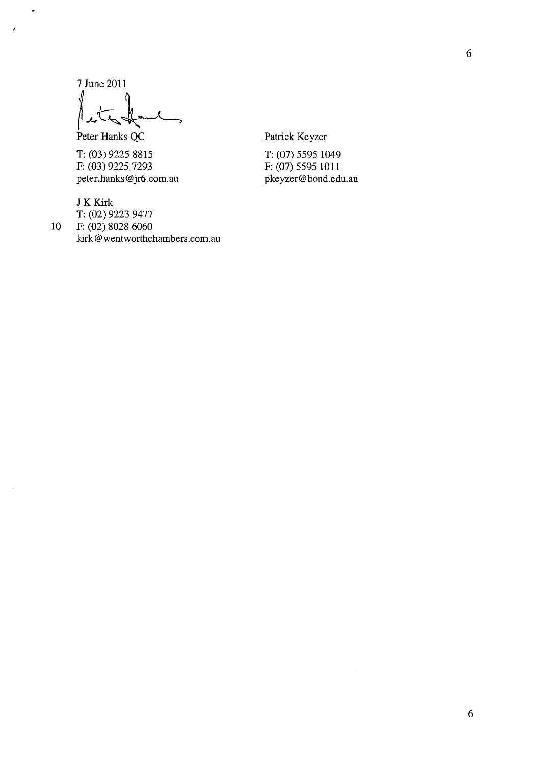7 June 2011

Peter Hanks QC

T: (03) 9225 8815
F: (03) 9225 7293
peter.hanks@jr6.com.au

Patrick Keyzer

T: (07) 5595 1049
F: (07) 5595 1011
pkeyzer@bond.edu.au

J K Kirk
T: (02) 9223 9477
F: (02) 8028 6060
kirk@wentworthchambers.com.au